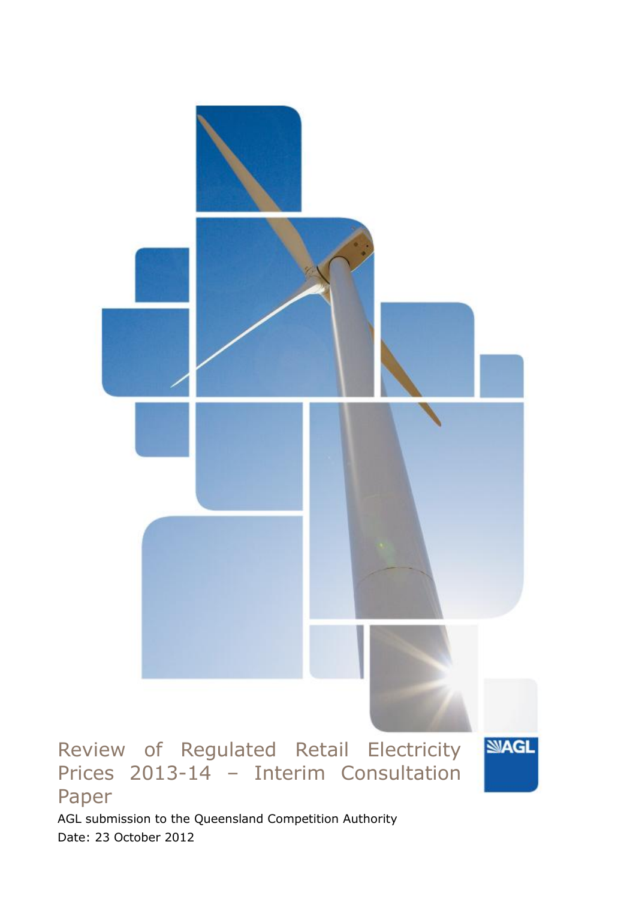# Review of Regulated Retail Electricity Prices 2013-14 – Interim Consultation Paper

AGL submission to the Queensland Competition Authority

Date: 23 October 2012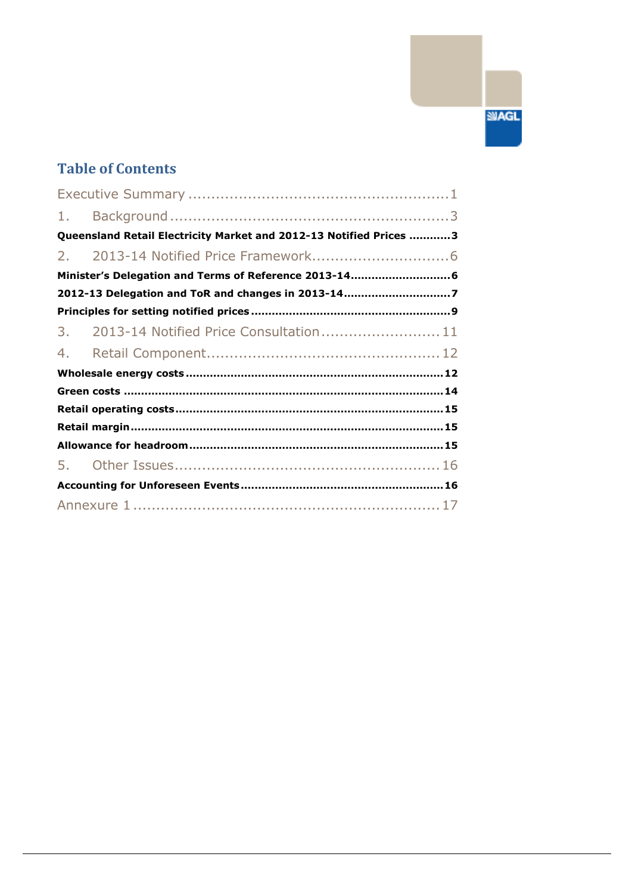## Table of Contents

Executive Summary ........................................................ 1

1. Background ............................................................ 3

**Queensland Retail Electricity Market and 2012-13 Notified Prices ............ 3**

2. 2013-14 Notified Price Framework .............................. 6

**Minister's Delegation and Terms of Reference 2013-14............................ 6**

**2012-13 Delegation and ToR and changes in 2013-14.............................. 7**

**Principles for setting notified prices ........................................................ 9**

3. 2013-14 Notified Price Consultation .......................... 11

4. Retail Component.................................................... 12

**Wholesale energy costs ......................................................................... 12**

**Green costs ........................................................................................... 14**

**Retail operating costs............................................................................ 15**

**Retail margin........................................................................................ 15**

**Allowance for headroom........................................................................ 15**

5. Other Issues.......................................................... 16

**Accounting for Unforeseen Events.......................................................... 16**

Annexure 1 .................................................................. 17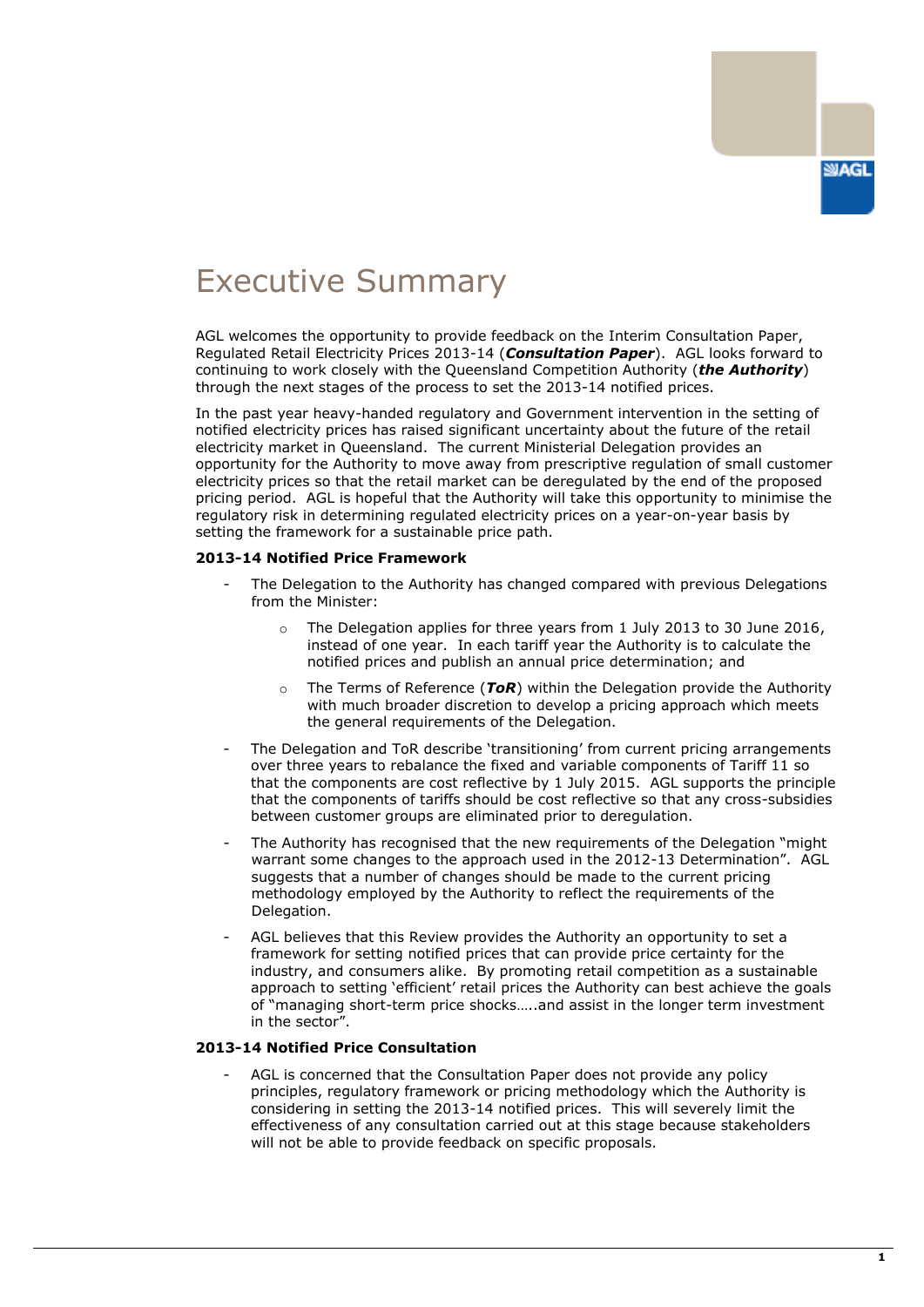# Executive Summary

AGL welcomes the opportunity to provide feedback on the Interim Consultation Paper, Regulated Retail Electricity Prices 2013-14 (***Consultation Paper***). AGL looks forward to continuing to work closely with the Queensland Competition Authority (***the Authority***) through the next stages of the process to set the 2013-14 notified prices.

In the past year heavy-handed regulatory and Government intervention in the setting of notified electricity prices has raised significant uncertainty about the future of the retail electricity market in Queensland. The current Ministerial Delegation provides an opportunity for the Authority to move away from prescriptive regulation of small customer electricity prices so that the retail market can be deregulated by the end of the proposed pricing period. AGL is hopeful that the Authority will take this opportunity to minimise the regulatory risk in determining regulated electricity prices on a year-on-year basis by setting the framework for a sustainable price path.

**2013-14 Notified Price Framework**

- The Delegation to the Authority has changed compared with previous Delegations from the Minister:
  - The Delegation applies for three years from 1 July 2013 to 30 June 2016, instead of one year. In each tariff year the Authority is to calculate the notified prices and publish an annual price determination; and
  - The Terms of Reference (***ToR***) within the Delegation provide the Authority with much broader discretion to develop a pricing approach which meets the general requirements of the Delegation.
- The Delegation and ToR describe 'transitioning' from current pricing arrangements over three years to rebalance the fixed and variable components of Tariff 11 so that the components are cost reflective by 1 July 2015. AGL supports the principle that the components of tariffs should be cost reflective so that any cross-subsidies between customer groups are eliminated prior to deregulation.
- The Authority has recognised that the new requirements of the Delegation "might warrant some changes to the approach used in the 2012-13 Determination". AGL suggests that a number of changes should be made to the current pricing methodology employed by the Authority to reflect the requirements of the Delegation.
- AGL believes that this Review provides the Authority an opportunity to set a framework for setting notified prices that can provide price certainty for the industry, and consumers alike. By promoting retail competition as a sustainable approach to setting 'efficient' retail prices the Authority can best achieve the goals of "managing short-term price shocks…..and assist in the longer term investment in the sector".

**2013-14 Notified Price Consultation**

- AGL is concerned that the Consultation Paper does not provide any policy principles, regulatory framework or pricing methodology which the Authority is considering in setting the 2013-14 notified prices. This will severely limit the effectiveness of any consultation carried out at this stage because stakeholders will not be able to provide feedback on specific proposals.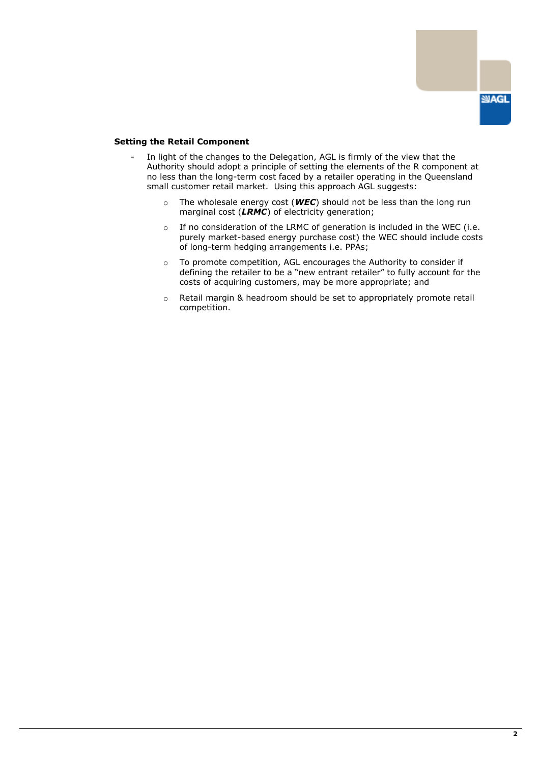**Setting the Retail Component**

- In light of the changes to the Delegation, AGL is firmly of the view that the Authority should adopt a principle of setting the elements of the R component at no less than the long-term cost faced by a retailer operating in the Queensland small customer retail market. Using this approach AGL suggests:
  - The wholesale energy cost (***WEC***) should not be less than the long run marginal cost (***LRMC***) of electricity generation;
  - If no consideration of the LRMC of generation is included in the WEC (i.e. purely market-based energy purchase cost) the WEC should include costs of long-term hedging arrangements i.e. PPAs;
  - To promote competition, AGL encourages the Authority to consider if defining the retailer to be a "new entrant retailer" to fully account for the costs of acquiring customers, may be more appropriate; and
  - Retail margin & headroom should be set to appropriately promote retail competition.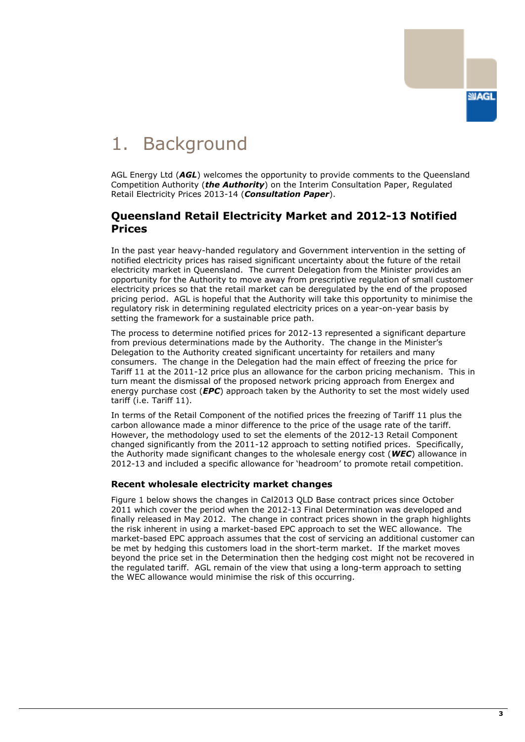# 1. Background

AGL Energy Ltd (***AGL***) welcomes the opportunity to provide comments to the Queensland Competition Authority (***the Authority***) on the Interim Consultation Paper, Regulated Retail Electricity Prices 2013-14 (***Consultation Paper***).

## Queensland Retail Electricity Market and 2012-13 Notified Prices

In the past year heavy-handed regulatory and Government intervention in the setting of notified electricity prices has raised significant uncertainty about the future of the retail electricity market in Queensland. The current Delegation from the Minister provides an opportunity for the Authority to move away from prescriptive regulation of small customer electricity prices so that the retail market can be deregulated by the end of the proposed pricing period. AGL is hopeful that the Authority will take this opportunity to minimise the regulatory risk in determining regulated electricity prices on a year-on-year basis by setting the framework for a sustainable price path.

The process to determine notified prices for 2012-13 represented a significant departure from previous determinations made by the Authority. The change in the Minister's Delegation to the Authority created significant uncertainty for retailers and many consumers. The change in the Delegation had the main effect of freezing the price for Tariff 11 at the 2011-12 price plus an allowance for the carbon pricing mechanism. This in turn meant the dismissal of the proposed network pricing approach from Energex and energy purchase cost (***EPC***) approach taken by the Authority to set the most widely used tariff (i.e. Tariff 11).

In terms of the Retail Component of the notified prices the freezing of Tariff 11 plus the carbon allowance made a minor difference to the price of the usage rate of the tariff. However, the methodology used to set the elements of the 2012-13 Retail Component changed significantly from the 2011-12 approach to setting notified prices. Specifically, the Authority made significant changes to the wholesale energy cost (***WEC***) allowance in 2012-13 and included a specific allowance for 'headroom' to promote retail competition.

### Recent wholesale electricity market changes

Figure 1 below shows the changes in Cal2013 QLD Base contract prices since October 2011 which cover the period when the 2012-13 Final Determination was developed and finally released in May 2012. The change in contract prices shown in the graph highlights the risk inherent in using a market-based EPC approach to set the WEC allowance. The market-based EPC approach assumes that the cost of servicing an additional customer can be met by hedging this customers load in the short-term market. If the market moves beyond the price set in the Determination then the hedging cost might not be recovered in the regulated tariff. AGL remain of the view that using a long-term approach to setting the WEC allowance would minimise the risk of this occurring.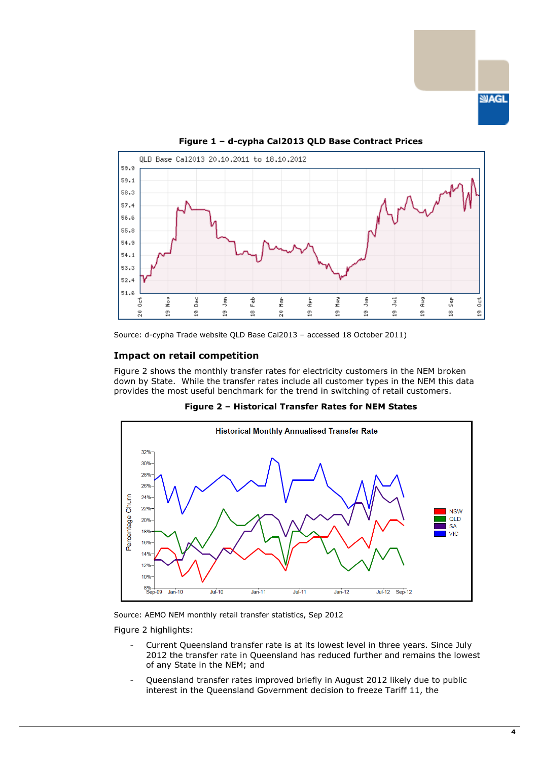**Figure 1 – d-cypha Cal2013 QLD Base Contract Prices**

Source: d-cypha Trade website QLD Base Cal2013 – accessed 18 October 2011)

### Impact on retail competition

Figure 2 shows the monthly transfer rates for electricity customers in the NEM broken down by State. While the transfer rates include all customer types in the NEM this data provides the most useful benchmark for the trend in switching of retail customers.

**Figure 2 – Historical Transfer Rates for NEM States**

Source: AEMO NEM monthly retail transfer statistics, Sep 2012

Figure 2 highlights:

- Current Queensland transfer rate is at its lowest level in three years. Since July 2012 the transfer rate in Queensland has reduced further and remains the lowest of any State in the NEM; and
- Queensland transfer rates improved briefly in August 2012 likely due to public interest in the Queensland Government decision to freeze Tariff 11, the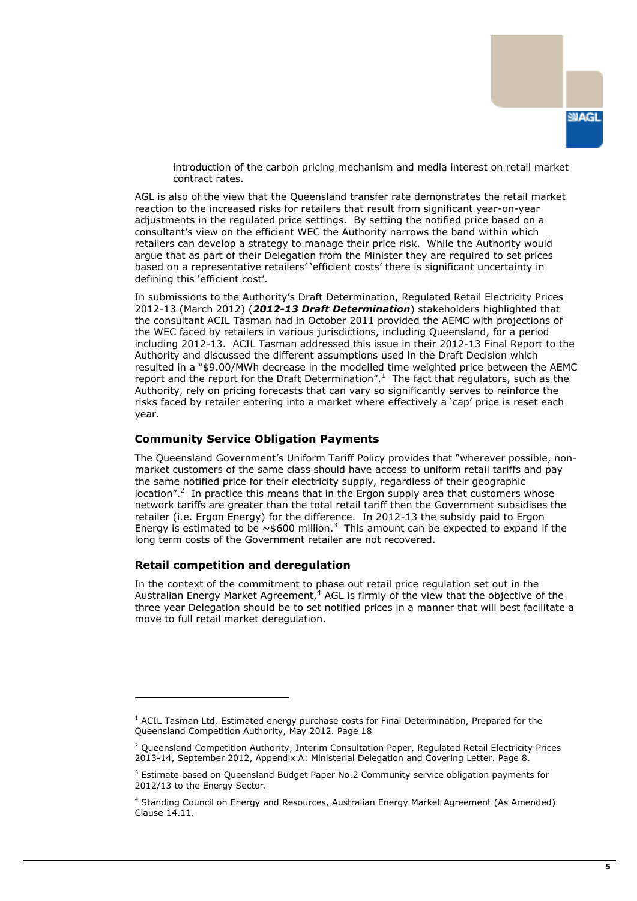introduction of the carbon pricing mechanism and media interest on retail market contract rates.

AGL is also of the view that the Queensland transfer rate demonstrates the retail market reaction to the increased risks for retailers that result from significant year-on-year adjustments in the regulated price settings. By setting the notified price based on a consultant's view on the efficient WEC the Authority narrows the band within which retailers can develop a strategy to manage their price risk. While the Authority would argue that as part of their Delegation from the Minister they are required to set prices based on a representative retailers' 'efficient costs' there is significant uncertainty in defining this 'efficient cost'.

In submissions to the Authority's Draft Determination, Regulated Retail Electricity Prices 2012-13 (March 2012) (***2012-13 Draft Determination***) stakeholders highlighted that the consultant ACIL Tasman had in October 2011 provided the AEMC with projections of the WEC faced by retailers in various jurisdictions, including Queensland, for a period including 2012-13. ACIL Tasman addressed this issue in their 2012-13 Final Report to the Authority and discussed the different assumptions used in the Draft Decision which resulted in a "$9.00/MWh decrease in the modelled time weighted price between the AEMC report and the report for the Draft Determination".[1] The fact that regulators, such as the Authority, rely on pricing forecasts that can vary so significantly serves to reinforce the risks faced by retailer entering into a market where effectively a 'cap' price is reset each year.

### Community Service Obligation Payments

The Queensland Government's Uniform Tariff Policy provides that "wherever possible, non-market customers of the same class should have access to uniform retail tariffs and pay the same notified price for their electricity supply, regardless of their geographic location".[2] In practice this means that in the Ergon supply area that customers whose network tariffs are greater than the total retail tariff then the Government subsidises the retailer (i.e. Ergon Energy) for the difference. In 2012-13 the subsidy paid to Ergon Energy is estimated to be ~$600 million.[3] This amount can be expected to expand if the long term costs of the Government retailer are not recovered.

### Retail competition and deregulation

In the context of the commitment to phase out retail price regulation set out in the Australian Energy Market Agreement,[4] AGL is firmly of the view that the objective of the three year Delegation should be to set notified prices in a manner that will best facilitate a move to full retail market deregulation.

---

[1] ACIL Tasman Ltd, Estimated energy purchase costs for Final Determination, Prepared for the Queensland Competition Authority, May 2012. Page 18

[2] Queensland Competition Authority, Interim Consultation Paper, Regulated Retail Electricity Prices 2013-14, September 2012, Appendix A: Ministerial Delegation and Covering Letter. Page 8.

[3] Estimate based on Queensland Budget Paper No.2 Community service obligation payments for 2012/13 to the Energy Sector.

[4] Standing Council on Energy and Resources, Australian Energy Market Agreement (As Amended) Clause 14.11.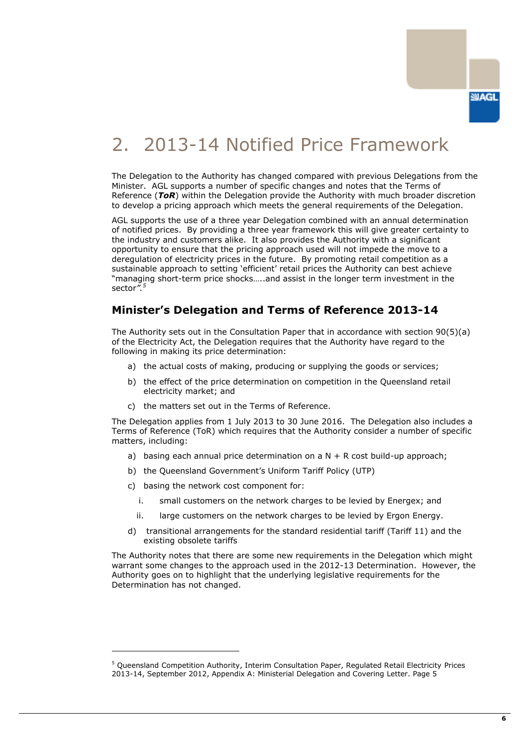# 2. 2013-14 Notified Price Framework

The Delegation to the Authority has changed compared with previous Delegations from the Minister. AGL supports a number of specific changes and notes that the Terms of Reference (***ToR***) within the Delegation provide the Authority with much broader discretion to develop a pricing approach which meets the general requirements of the Delegation.

AGL supports the use of a three year Delegation combined with an annual determination of notified prices. By providing a three year framework this will give greater certainty to the industry and customers alike. It also provides the Authority with a significant opportunity to ensure that the pricing approach used will not impede the move to a deregulation of electricity prices in the future. By promoting retail competition as a sustainable approach to setting 'efficient' retail prices the Authority can best achieve "managing short-term price shocks…..and assist in the longer term investment in the sector*".*[5]

## Minister's Delegation and Terms of Reference 2013-14

The Authority sets out in the Consultation Paper that in accordance with section 90(5)(a) of the Electricity Act, the Delegation requires that the Authority have regard to the following in making its price determination:

a) the actual costs of making, producing or supplying the goods or services;

b) the effect of the price determination on competition in the Queensland retail electricity market; and

c) the matters set out in the Terms of Reference.

The Delegation applies from 1 July 2013 to 30 June 2016. The Delegation also includes a Terms of Reference (ToR) which requires that the Authority consider a number of specific matters, including:

a) basing each annual price determination on a N + R cost build-up approach;

b) the Queensland Government's Uniform Tariff Policy (UTP)

c) basing the network cost component for:

   i. small customers on the network charges to be levied by Energex; and

   ii. large customers on the network charges to be levied by Ergon Energy.

d) transitional arrangements for the standard residential tariff (Tariff 11) and the existing obsolete tariffs

The Authority notes that there are some new requirements in the Delegation which might warrant some changes to the approach used in the 2012-13 Determination. However, the Authority goes on to highlight that the underlying legislative requirements for the Determination has not changed.

---

[5] Queensland Competition Authority, Interim Consultation Paper, Regulated Retail Electricity Prices 2013-14, September 2012, Appendix A: Ministerial Delegation and Covering Letter. Page 5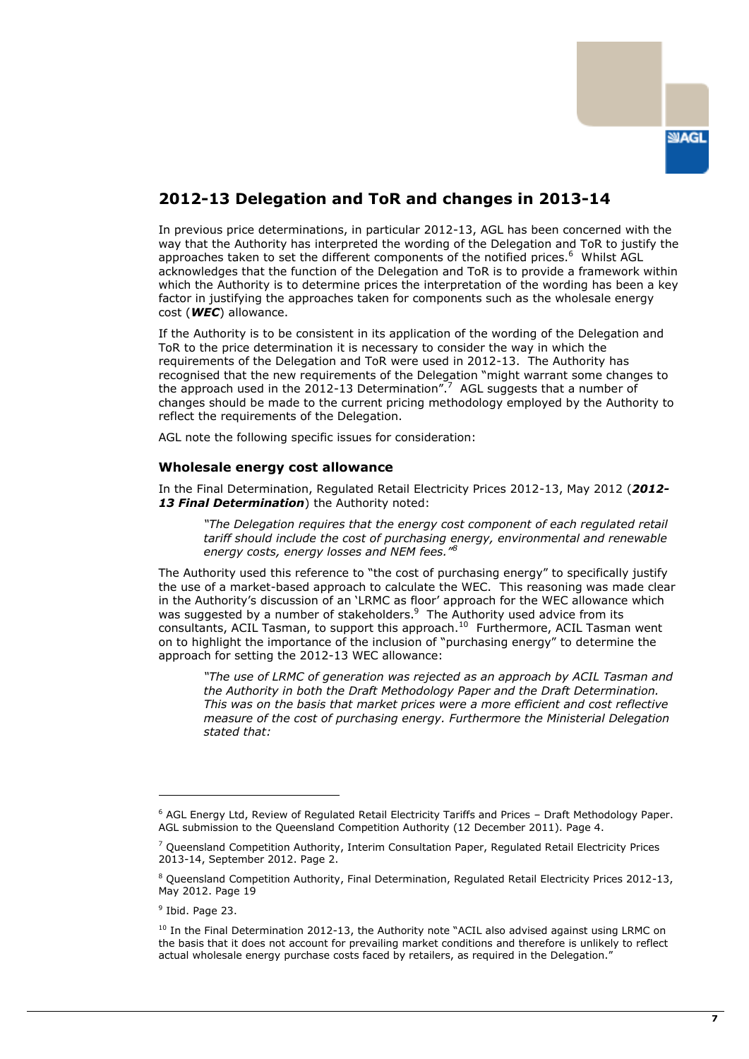## 2012-13 Delegation and ToR and changes in 2013-14

In previous price determinations, in particular 2012-13, AGL has been concerned with the way that the Authority has interpreted the wording of the Delegation and ToR to justify the approaches taken to set the different components of the notified prices.[6] Whilst AGL acknowledges that the function of the Delegation and ToR is to provide a framework within which the Authority is to determine prices the interpretation of the wording has been a key factor in justifying the approaches taken for components such as the wholesale energy cost (***WEC***) allowance.

If the Authority is to be consistent in its application of the wording of the Delegation and ToR to the price determination it is necessary to consider the way in which the requirements of the Delegation and ToR were used in 2012-13. The Authority has recognised that the new requirements of the Delegation "might warrant some changes to the approach used in the 2012-13 Determination".[7] AGL suggests that a number of changes should be made to the current pricing methodology employed by the Authority to reflect the requirements of the Delegation.

AGL note the following specific issues for consideration:

### Wholesale energy cost allowance

In the Final Determination, Regulated Retail Electricity Prices 2012-13, May 2012 (***2012-13 Final Determination***) the Authority noted:

> *"The Delegation requires that the energy cost component of each regulated retail tariff should include the cost of purchasing energy, environmental and renewable energy costs, energy losses and NEM fees."*[8]

The Authority used this reference to "the cost of purchasing energy" to specifically justify the use of a market-based approach to calculate the WEC. This reasoning was made clear in the Authority's discussion of an 'LRMC as floor' approach for the WEC allowance which was suggested by a number of stakeholders.[9] The Authority used advice from its consultants, ACIL Tasman, to support this approach.[10] Furthermore, ACIL Tasman went on to highlight the importance of the inclusion of "purchasing energy" to determine the approach for setting the 2012-13 WEC allowance:

> *"The use of LRMC of generation was rejected as an approach by ACIL Tasman and the Authority in both the Draft Methodology Paper and the Draft Determination. This was on the basis that market prices were a more efficient and cost reflective measure of the cost of purchasing energy. Furthermore the Ministerial Delegation stated that:*

---

[6] AGL Energy Ltd, Review of Regulated Retail Electricity Tariffs and Prices – Draft Methodology Paper. AGL submission to the Queensland Competition Authority (12 December 2011). Page 4.

[7] Queensland Competition Authority, Interim Consultation Paper, Regulated Retail Electricity Prices 2013-14, September 2012. Page 2.

[8] Queensland Competition Authority, Final Determination, Regulated Retail Electricity Prices 2012-13, May 2012. Page 19

[9] Ibid. Page 23.

[10] In the Final Determination 2012-13, the Authority note "ACIL also advised against using LRMC on the basis that it does not account for prevailing market conditions and therefore is unlikely to reflect actual wholesale energy purchase costs faced by retailers, as required in the Delegation."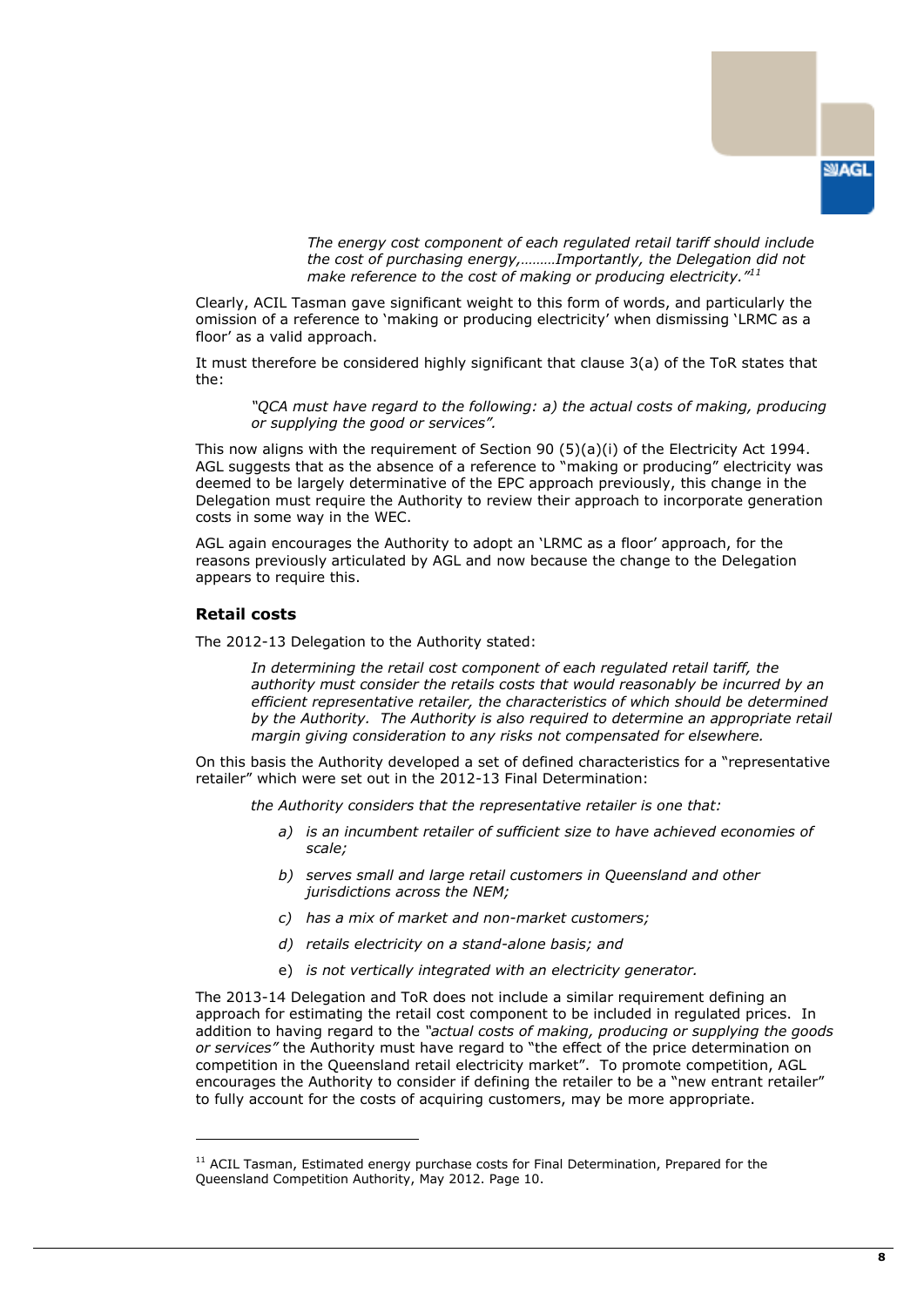> *The energy cost component of each regulated retail tariff should include the cost of purchasing energy,………Importantly, the Delegation did not make reference to the cost of making or producing electricity."*[11]

Clearly, ACIL Tasman gave significant weight to this form of words, and particularly the omission of a reference to 'making or producing electricity' when dismissing 'LRMC as a floor' as a valid approach.

It must therefore be considered highly significant that clause 3(a) of the ToR states that the:

> *"QCA must have regard to the following: a) the actual costs of making, producing or supplying the good or services".*

This now aligns with the requirement of Section 90 (5)(a)(i) of the Electricity Act 1994. AGL suggests that as the absence of a reference to "making or producing" electricity was deemed to be largely determinative of the EPC approach previously, this change in the Delegation must require the Authority to review their approach to incorporate generation costs in some way in the WEC.

AGL again encourages the Authority to adopt an 'LRMC as a floor' approach, for the reasons previously articulated by AGL and now because the change to the Delegation appears to require this.

### Retail costs

The 2012-13 Delegation to the Authority stated:

> *In determining the retail cost component of each regulated retail tariff, the authority must consider the retails costs that would reasonably be incurred by an efficient representative retailer, the characteristics of which should be determined by the Authority. The Authority is also required to determine an appropriate retail margin giving consideration to any risks not compensated for elsewhere.*

On this basis the Authority developed a set of defined characteristics for a "representative retailer" which were set out in the 2012-13 Final Determination:

> *the Authority considers that the representative retailer is one that:*
>
> a) *is an incumbent retailer of sufficient size to have achieved economies of scale;*
>
> b) *serves small and large retail customers in Queensland and other jurisdictions across the NEM;*
>
> c) *has a mix of market and non-market customers;*
>
> d) *retails electricity on a stand-alone basis; and*
>
> e) *is not vertically integrated with an electricity generator.*

The 2013-14 Delegation and ToR does not include a similar requirement defining an approach for estimating the retail cost component to be included in regulated prices. In addition to having regard to the *"actual costs of making, producing or supplying the goods or services"* the Authority must have regard to "the effect of the price determination on competition in the Queensland retail electricity market". To promote competition, AGL encourages the Authority to consider if defining the retailer to be a "new entrant retailer" to fully account for the costs of acquiring customers, may be more appropriate.

---

[11] ACIL Tasman, Estimated energy purchase costs for Final Determination, Prepared for the Queensland Competition Authority, May 2012. Page 10.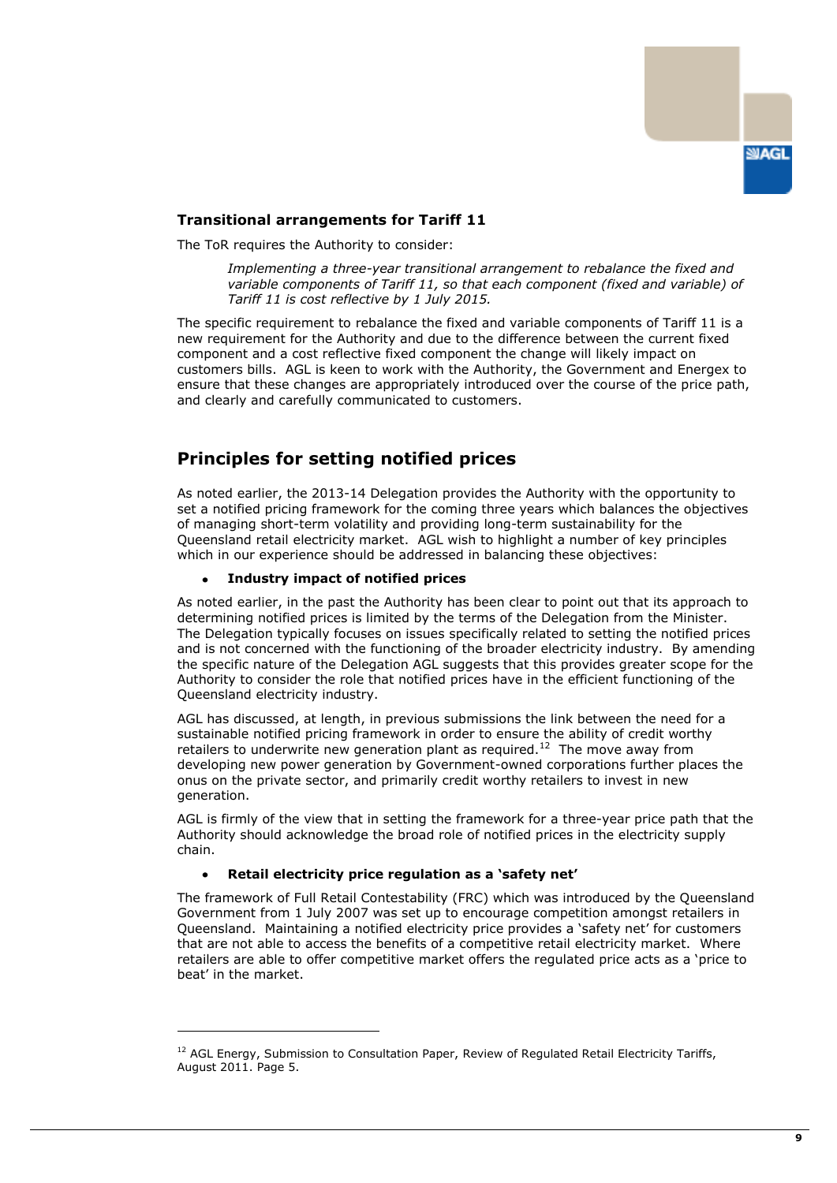### Transitional arrangements for Tariff 11

The ToR requires the Authority to consider:

> *Implementing a three-year transitional arrangement to rebalance the fixed and variable components of Tariff 11, so that each component (fixed and variable) of Tariff 11 is cost reflective by 1 July 2015.*

The specific requirement to rebalance the fixed and variable components of Tariff 11 is a new requirement for the Authority and due to the difference between the current fixed component and a cost reflective fixed component the change will likely impact on customers bills. AGL is keen to work with the Authority, the Government and Energex to ensure that these changes are appropriately introduced over the course of the price path, and clearly and carefully communicated to customers.

## Principles for setting notified prices

As noted earlier, the 2013-14 Delegation provides the Authority with the opportunity to set a notified pricing framework for the coming three years which balances the objectives of managing short-term volatility and providing long-term sustainability for the Queensland retail electricity market. AGL wish to highlight a number of key principles which in our experience should be addressed in balancing these objectives:

- **Industry impact of notified prices**

As noted earlier, in the past the Authority has been clear to point out that its approach to determining notified prices is limited by the terms of the Delegation from the Minister. The Delegation typically focuses on issues specifically related to setting the notified prices and is not concerned with the functioning of the broader electricity industry. By amending the specific nature of the Delegation AGL suggests that this provides greater scope for the Authority to consider the role that notified prices have in the efficient functioning of the Queensland electricity industry.

AGL has discussed, at length, in previous submissions the link between the need for a sustainable notified pricing framework in order to ensure the ability of credit worthy retailers to underwrite new generation plant as required.[12] The move away from developing new power generation by Government-owned corporations further places the onus on the private sector, and primarily credit worthy retailers to invest in new generation.

AGL is firmly of the view that in setting the framework for a three-year price path that the Authority should acknowledge the broad role of notified prices in the electricity supply chain.

- **Retail electricity price regulation as a 'safety net'**

The framework of Full Retail Contestability (FRC) which was introduced by the Queensland Government from 1 July 2007 was set up to encourage competition amongst retailers in Queensland. Maintaining a notified electricity price provides a 'safety net' for customers that are not able to access the benefits of a competitive retail electricity market. Where retailers are able to offer competitive market offers the regulated price acts as a 'price to beat' in the market.

---

[12] AGL Energy, Submission to Consultation Paper, Review of Regulated Retail Electricity Tariffs, August 2011. Page 5.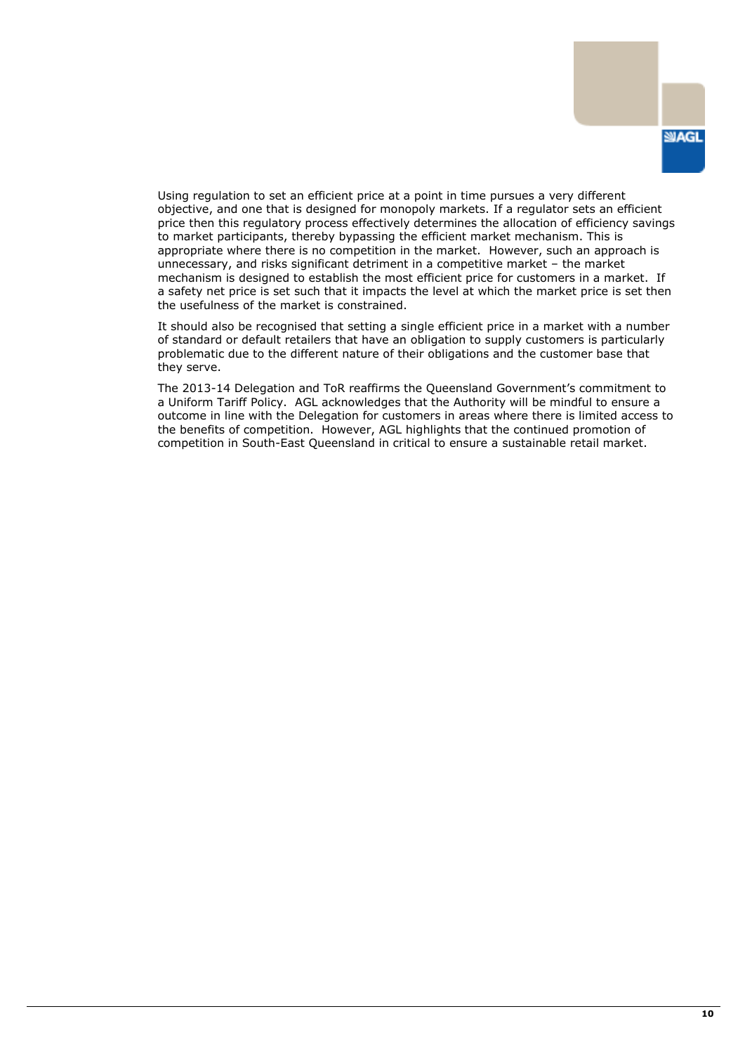Using regulation to set an efficient price at a point in time pursues a very different objective, and one that is designed for monopoly markets. If a regulator sets an efficient price then this regulatory process effectively determines the allocation of efficiency savings to market participants, thereby bypassing the efficient market mechanism. This is appropriate where there is no competition in the market. However, such an approach is unnecessary, and risks significant detriment in a competitive market – the market mechanism is designed to establish the most efficient price for customers in a market. If a safety net price is set such that it impacts the level at which the market price is set then the usefulness of the market is constrained.

It should also be recognised that setting a single efficient price in a market with a number of standard or default retailers that have an obligation to supply customers is particularly problematic due to the different nature of their obligations and the customer base that they serve.

The 2013-14 Delegation and ToR reaffirms the Queensland Government's commitment to a Uniform Tariff Policy. AGL acknowledges that the Authority will be mindful to ensure a outcome in line with the Delegation for customers in areas where there is limited access to the benefits of competition. However, AGL highlights that the continued promotion of competition in South-East Queensland in critical to ensure a sustainable retail market.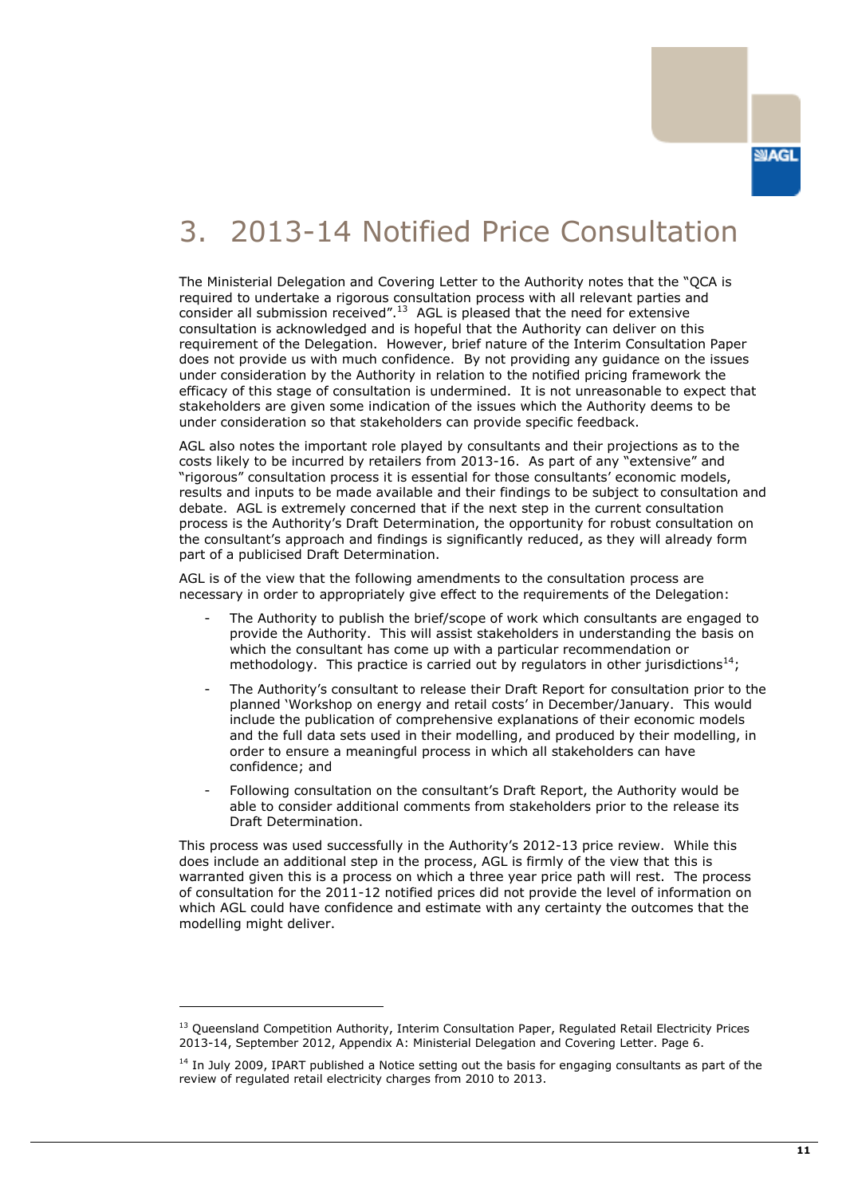# 3. 2013-14 Notified Price Consultation

The Ministerial Delegation and Covering Letter to the Authority notes that the "QCA is required to undertake a rigorous consultation process with all relevant parties and consider all submission received".[13] AGL is pleased that the need for extensive consultation is acknowledged and is hopeful that the Authority can deliver on this requirement of the Delegation. However, brief nature of the Interim Consultation Paper does not provide us with much confidence. By not providing any guidance on the issues under consideration by the Authority in relation to the notified pricing framework the efficacy of this stage of consultation is undermined. It is not unreasonable to expect that stakeholders are given some indication of the issues which the Authority deems to be under consideration so that stakeholders can provide specific feedback.

AGL also notes the important role played by consultants and their projections as to the costs likely to be incurred by retailers from 2013-16. As part of any "extensive" and "rigorous" consultation process it is essential for those consultants' economic models, results and inputs to be made available and their findings to be subject to consultation and debate. AGL is extremely concerned that if the next step in the current consultation process is the Authority's Draft Determination, the opportunity for robust consultation on the consultant's approach and findings is significantly reduced, as they will already form part of a publicised Draft Determination.

AGL is of the view that the following amendments to the consultation process are necessary in order to appropriately give effect to the requirements of the Delegation:

- The Authority to publish the brief/scope of work which consultants are engaged to provide the Authority. This will assist stakeholders in understanding the basis on which the consultant has come up with a particular recommendation or methodology. This practice is carried out by regulators in other jurisdictions[14];
- The Authority's consultant to release their Draft Report for consultation prior to the planned 'Workshop on energy and retail costs' in December/January. This would include the publication of comprehensive explanations of their economic models and the full data sets used in their modelling, and produced by their modelling, in order to ensure a meaningful process in which all stakeholders can have confidence; and
- Following consultation on the consultant's Draft Report, the Authority would be able to consider additional comments from stakeholders prior to the release its Draft Determination.

This process was used successfully in the Authority's 2012-13 price review. While this does include an additional step in the process, AGL is firmly of the view that this is warranted given this is a process on which a three year price path will rest. The process of consultation for the 2011-12 notified prices did not provide the level of information on which AGL could have confidence and estimate with any certainty the outcomes that the modelling might deliver.

---

[13] Queensland Competition Authority, Interim Consultation Paper, Regulated Retail Electricity Prices 2013-14, September 2012, Appendix A: Ministerial Delegation and Covering Letter. Page 6.

[14] In July 2009, IPART published a Notice setting out the basis for engaging consultants as part of the review of regulated retail electricity charges from 2010 to 2013.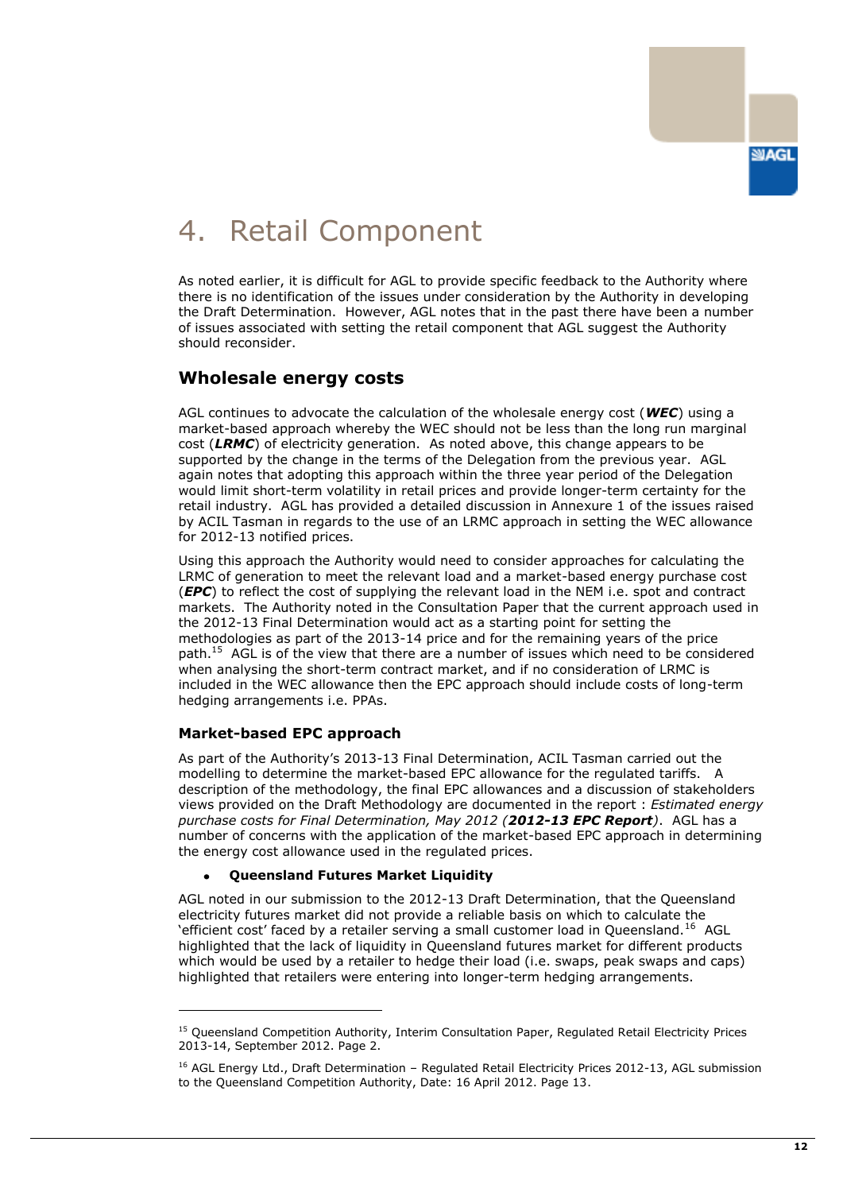# 4. Retail Component

As noted earlier, it is difficult for AGL to provide specific feedback to the Authority where there is no identification of the issues under consideration by the Authority in developing the Draft Determination. However, AGL notes that in the past there have been a number of issues associated with setting the retail component that AGL suggest the Authority should reconsider.

## Wholesale energy costs

AGL continues to advocate the calculation of the wholesale energy cost (***WEC***) using a market-based approach whereby the WEC should not be less than the long run marginal cost (***LRMC***) of electricity generation. As noted above, this change appears to be supported by the change in the terms of the Delegation from the previous year. AGL again notes that adopting this approach within the three year period of the Delegation would limit short-term volatility in retail prices and provide longer-term certainty for the retail industry. AGL has provided a detailed discussion in Annexure 1 of the issues raised by ACIL Tasman in regards to the use of an LRMC approach in setting the WEC allowance for 2012-13 notified prices.

Using this approach the Authority would need to consider approaches for calculating the LRMC of generation to meet the relevant load and a market-based energy purchase cost (***EPC***) to reflect the cost of supplying the relevant load in the NEM i.e. spot and contract markets. The Authority noted in the Consultation Paper that the current approach used in the 2012-13 Final Determination would act as a starting point for setting the methodologies as part of the 2013-14 price and for the remaining years of the price path.[15] AGL is of the view that there are a number of issues which need to be considered when analysing the short-term contract market, and if no consideration of LRMC is included in the WEC allowance then the EPC approach should include costs of long-term hedging arrangements i.e. PPAs.

### Market-based EPC approach

As part of the Authority's 2013-13 Final Determination, ACIL Tasman carried out the modelling to determine the market-based EPC allowance for the regulated tariffs. A description of the methodology, the final EPC allowances and a discussion of stakeholders views provided on the Draft Methodology are documented in the report : *Estimated energy purchase costs for Final Determination, May 2012 (**2012-13 EPC Report**)*. AGL has a number of concerns with the application of the market-based EPC approach in determining the energy cost allowance used in the regulated prices.

- **Queensland Futures Market Liquidity**

AGL noted in our submission to the 2012-13 Draft Determination, that the Queensland electricity futures market did not provide a reliable basis on which to calculate the 'efficient cost' faced by a retailer serving a small customer load in Queensland.[16] AGL highlighted that the lack of liquidity in Queensland futures market for different products which would be used by a retailer to hedge their load (i.e. swaps, peak swaps and caps) highlighted that retailers were entering into longer-term hedging arrangements.

---

[15] Queensland Competition Authority, Interim Consultation Paper, Regulated Retail Electricity Prices 2013-14, September 2012. Page 2.

[16] AGL Energy Ltd., Draft Determination – Regulated Retail Electricity Prices 2012-13, AGL submission to the Queensland Competition Authority, Date: 16 April 2012. Page 13.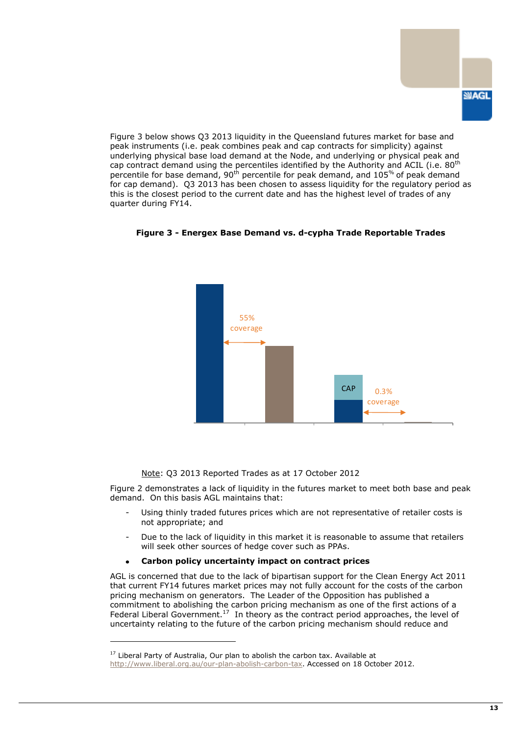Figure 3 below shows Q3 2013 liquidity in the Queensland futures market for base and peak instruments (i.e. peak combines peak and cap contracts for simplicity) against underlying physical base load demand at the Node, and underlying or physical peak and cap contract demand using the percentiles identified by the Authority and ACIL (i.e. 80th percentile for base demand, 90th percentile for peak demand, and 105% of peak demand for cap demand). Q3 2013 has been chosen to assess liquidity for the regulatory period as this is the closest period to the current date and has the highest level of trades of any quarter during FY14.

**Figure 3 - Energex Base Demand vs. d-cypha Trade Reportable Trades**

55% coverage

CAP

0.3% coverage

Note: Q3 2013 Reported Trades as at 17 October 2012

Figure 2 demonstrates a lack of liquidity in the futures market to meet both base and peak demand. On this basis AGL maintains that:

- Using thinly traded futures prices which are not representative of retailer costs is not appropriate; and
- Due to the lack of liquidity in this market it is reasonable to assume that retailers will seek other sources of hedge cover such as PPAs.

- **Carbon policy uncertainty impact on contract prices**

AGL is concerned that due to the lack of bipartisan support for the Clean Energy Act 2011 that current FY14 futures market prices may not fully account for the costs of the carbon pricing mechanism on generators. The Leader of the Opposition has published a commitment to abolishing the carbon pricing mechanism as one of the first actions of a Federal Liberal Government.[17] In theory as the contract period approaches, the level of uncertainty relating to the future of the carbon pricing mechanism should reduce and

[17] Liberal Party of Australia, Our plan to abolish the carbon tax. Available at http://www.liberal.org.au/our-plan-abolish-carbon-tax. Accessed on 18 October 2012.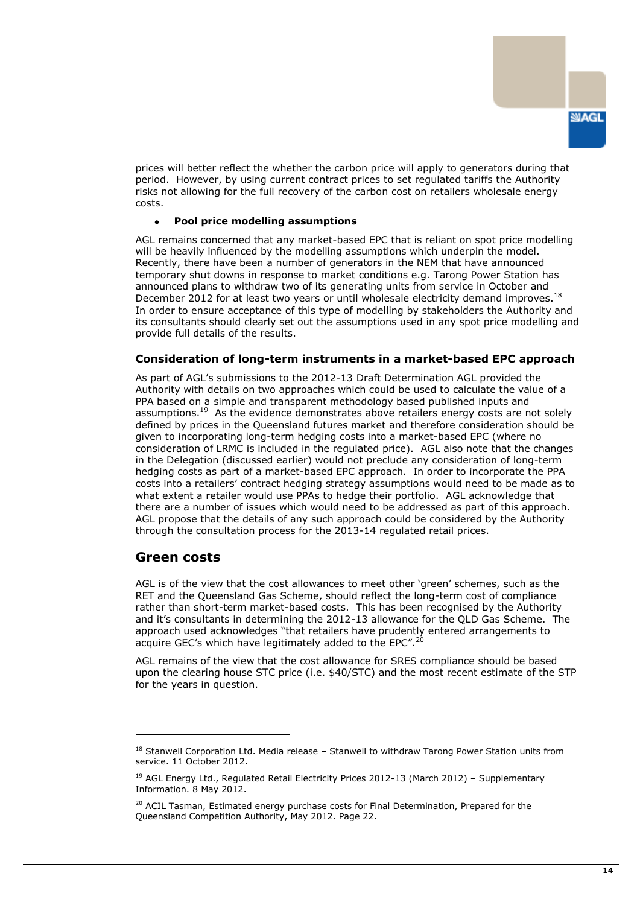prices will better reflect the whether the carbon price will apply to generators during that period. However, by using current contract prices to set regulated tariffs the Authority risks not allowing for the full recovery of the carbon cost on retailers wholesale energy costs.

- **Pool price modelling assumptions**

AGL remains concerned that any market-based EPC that is reliant on spot price modelling will be heavily influenced by the modelling assumptions which underpin the model. Recently, there have been a number of generators in the NEM that have announced temporary shut downs in response to market conditions e.g. Tarong Power Station has announced plans to withdraw two of its generating units from service in October and December 2012 for at least two years or until wholesale electricity demand improves.[18] In order to ensure acceptance of this type of modelling by stakeholders the Authority and its consultants should clearly set out the assumptions used in any spot price modelling and provide full details of the results.

### Consideration of long-term instruments in a market-based EPC approach

As part of AGL's submissions to the 2012-13 Draft Determination AGL provided the Authority with details on two approaches which could be used to calculate the value of a PPA based on a simple and transparent methodology based published inputs and assumptions.[19] As the evidence demonstrates above retailers energy costs are not solely defined by prices in the Queensland futures market and therefore consideration should be given to incorporating long-term hedging costs into a market-based EPC (where no consideration of LRMC is included in the regulated price). AGL also note that the changes in the Delegation (discussed earlier) would not preclude any consideration of long-term hedging costs as part of a market-based EPC approach. In order to incorporate the PPA costs into a retailers' contract hedging strategy assumptions would need to be made as to what extent a retailer would use PPAs to hedge their portfolio. AGL acknowledge that there are a number of issues which would need to be addressed as part of this approach. AGL propose that the details of any such approach could be considered by the Authority through the consultation process for the 2013-14 regulated retail prices.

## Green costs

AGL is of the view that the cost allowances to meet other 'green' schemes, such as the RET and the Queensland Gas Scheme, should reflect the long-term cost of compliance rather than short-term market-based costs. This has been recognised by the Authority and it's consultants in determining the 2012-13 allowance for the QLD Gas Scheme. The approach used acknowledges "that retailers have prudently entered arrangements to acquire GEC's which have legitimately added to the EPC".[20]

AGL remains of the view that the cost allowance for SRES compliance should be based upon the clearing house STC price (i.e. $40/STC) and the most recent estimate of the STP for the years in question.

---

[18] Stanwell Corporation Ltd. Media release – Stanwell to withdraw Tarong Power Station units from service. 11 October 2012.

[19] AGL Energy Ltd., Regulated Retail Electricity Prices 2012-13 (March 2012) – Supplementary Information. 8 May 2012.

[20] ACIL Tasman, Estimated energy purchase costs for Final Determination, Prepared for the Queensland Competition Authority, May 2012. Page 22.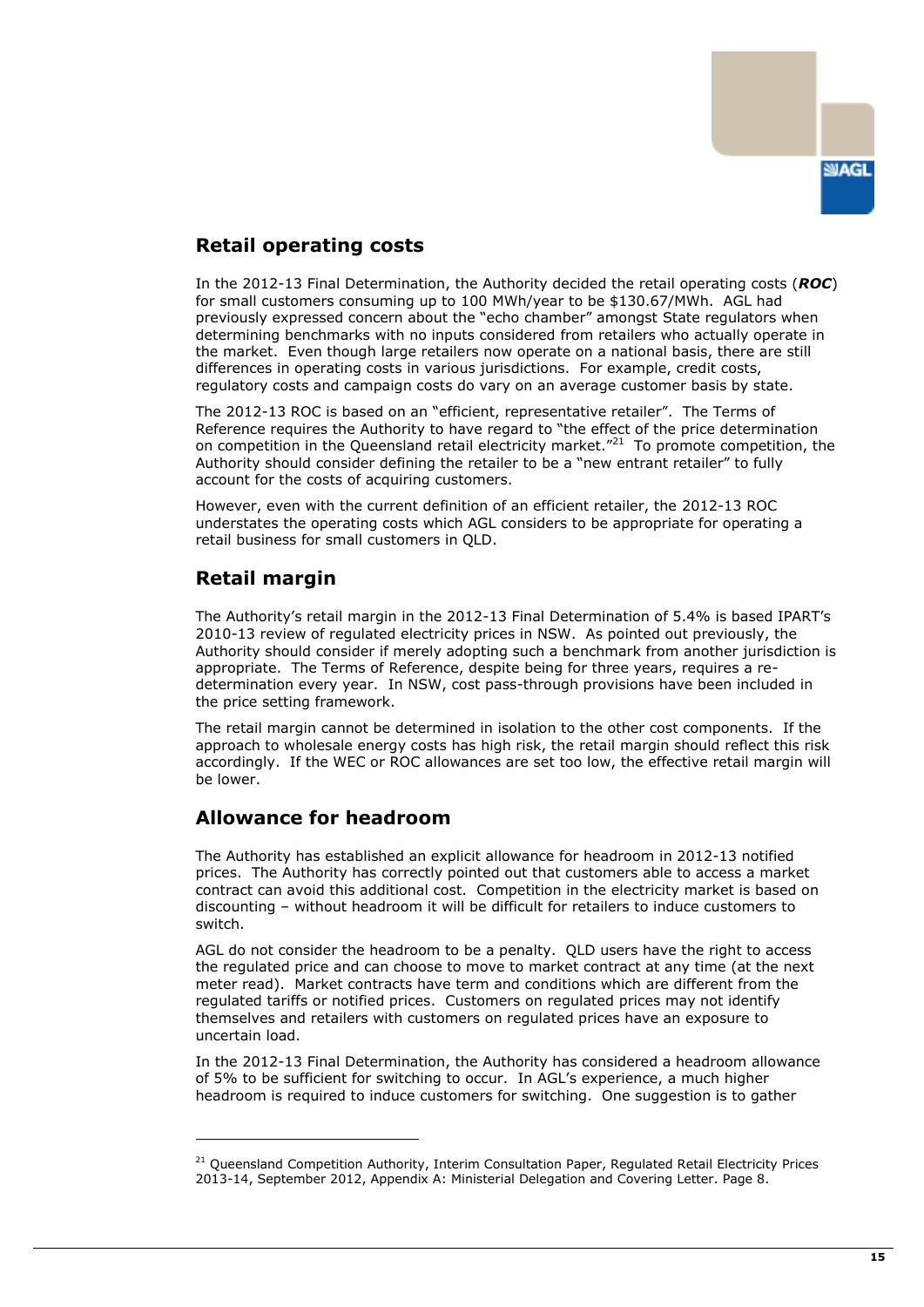## Retail operating costs

In the 2012-13 Final Determination, the Authority decided the retail operating costs (***ROC***) for small customers consuming up to 100 MWh/year to be $130.67/MWh. AGL had previously expressed concern about the "echo chamber" amongst State regulators when determining benchmarks with no inputs considered from retailers who actually operate in the market. Even though large retailers now operate on a national basis, there are still differences in operating costs in various jurisdictions. For example, credit costs, regulatory costs and campaign costs do vary on an average customer basis by state.

The 2012-13 ROC is based on an "efficient, representative retailer". The Terms of Reference requires the Authority to have regard to "the effect of the price determination on competition in the Queensland retail electricity market."[21] To promote competition, the Authority should consider defining the retailer to be a "new entrant retailer" to fully account for the costs of acquiring customers.

However, even with the current definition of an efficient retailer, the 2012-13 ROC understates the operating costs which AGL considers to be appropriate for operating a retail business for small customers in QLD.

## Retail margin

The Authority's retail margin in the 2012-13 Final Determination of 5.4% is based IPART's 2010-13 review of regulated electricity prices in NSW. As pointed out previously, the Authority should consider if merely adopting such a benchmark from another jurisdiction is appropriate. The Terms of Reference, despite being for three years, requires a re-determination every year. In NSW, cost pass-through provisions have been included in the price setting framework.

The retail margin cannot be determined in isolation to the other cost components. If the approach to wholesale energy costs has high risk, the retail margin should reflect this risk accordingly. If the WEC or ROC allowances are set too low, the effective retail margin will be lower.

## Allowance for headroom

The Authority has established an explicit allowance for headroom in 2012-13 notified prices. The Authority has correctly pointed out that customers able to access a market contract can avoid this additional cost. Competition in the electricity market is based on discounting – without headroom it will be difficult for retailers to induce customers to switch.

AGL do not consider the headroom to be a penalty. QLD users have the right to access the regulated price and can choose to move to market contract at any time (at the next meter read). Market contracts have term and conditions which are different from the regulated tariffs or notified prices. Customers on regulated prices may not identify themselves and retailers with customers on regulated prices have an exposure to uncertain load.

In the 2012-13 Final Determination, the Authority has considered a headroom allowance of 5% to be sufficient for switching to occur. In AGL's experience, a much higher headroom is required to induce customers for switching. One suggestion is to gather

---

[21] Queensland Competition Authority, Interim Consultation Paper, Regulated Retail Electricity Prices 2013-14, September 2012, Appendix A: Ministerial Delegation and Covering Letter. Page 8.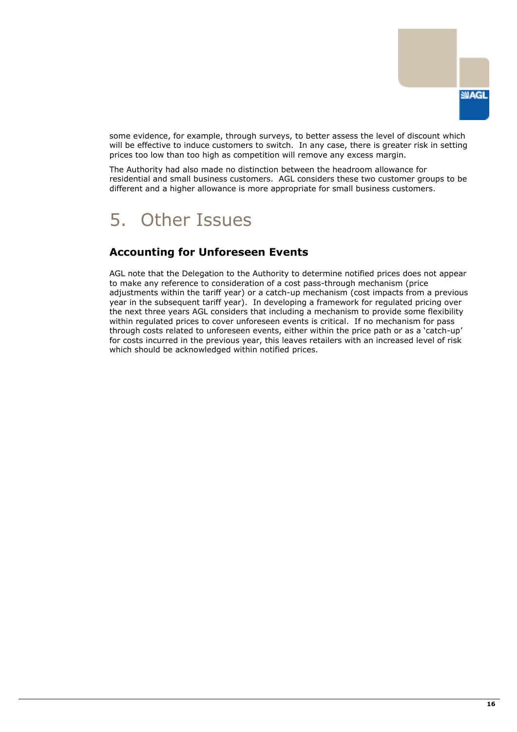some evidence, for example, through surveys, to better assess the level of discount which will be effective to induce customers to switch.  In any case, there is greater risk in setting prices too low than too high as competition will remove any excess margin.

The Authority had also made no distinction between the headroom allowance for residential and small business customers.  AGL considers these two customer groups to be different and a higher allowance is more appropriate for small business customers.

# 5. Other Issues

## Accounting for Unforeseen Events

AGL note that the Delegation to the Authority to determine notified prices does not appear to make any reference to consideration of a cost pass-through mechanism (price adjustments within the tariff year) or a catch-up mechanism (cost impacts from a previous year in the subsequent tariff year).  In developing a framework for regulated pricing over the next three years AGL considers that including a mechanism to provide some flexibility within regulated prices to cover unforeseen events is critical.  If no mechanism for pass through costs related to unforeseen events, either within the price path or as a 'catch-up' for costs incurred in the previous year, this leaves retailers with an increased level of risk which should be acknowledged within notified prices.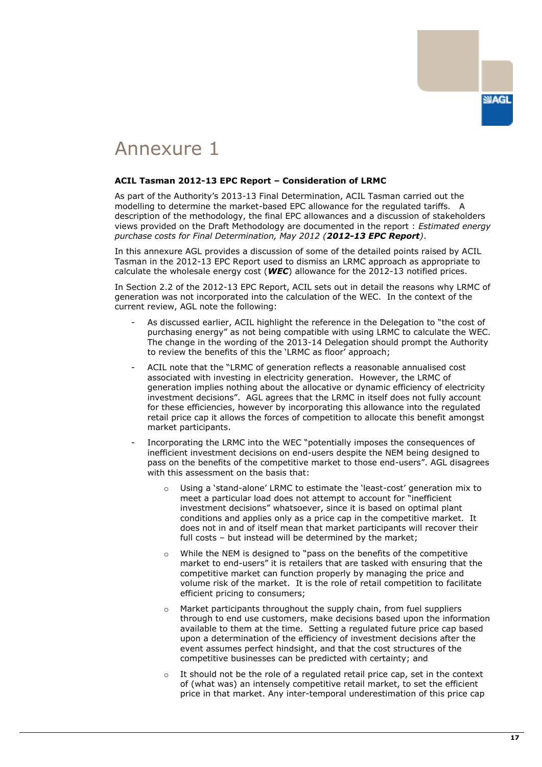# Annexure 1

**ACIL Tasman 2012-13 EPC Report – Consideration of LRMC**

As part of the Authority's 2013-13 Final Determination, ACIL Tasman carried out the modelling to determine the market-based EPC allowance for the regulated tariffs. A description of the methodology, the final EPC allowances and a discussion of stakeholders views provided on the Draft Methodology are documented in the report : *Estimated energy purchase costs for Final Determination, May 2012 (**2012-13 EPC Report**)*.

In this annexure AGL provides a discussion of some of the detailed points raised by ACIL Tasman in the 2012-13 EPC Report used to dismiss an LRMC approach as appropriate to calculate the wholesale energy cost (***WEC***) allowance for the 2012-13 notified prices.

In Section 2.2 of the 2012-13 EPC Report, ACIL sets out in detail the reasons why LRMC of generation was not incorporated into the calculation of the WEC. In the context of the current review, AGL note the following:

- As discussed earlier, ACIL highlight the reference in the Delegation to "the cost of purchasing energy" as not being compatible with using LRMC to calculate the WEC. The change in the wording of the 2013-14 Delegation should prompt the Authority to review the benefits of this the 'LRMC as floor' approach;
- ACIL note that the "LRMC of generation reflects a reasonable annualised cost associated with investing in electricity generation. However, the LRMC of generation implies nothing about the allocative or dynamic efficiency of electricity investment decisions". AGL agrees that the LRMC in itself does not fully account for these efficiencies, however by incorporating this allowance into the regulated retail price cap it allows the forces of competition to allocate this benefit amongst market participants.
- Incorporating the LRMC into the WEC "potentially imposes the consequences of inefficient investment decisions on end-users despite the NEM being designed to pass on the benefits of the competitive market to those end-users". AGL disagrees with this assessment on the basis that:
  - Using a 'stand-alone' LRMC to estimate the 'least-cost' generation mix to meet a particular load does not attempt to account for "inefficient investment decisions" whatsoever, since it is based on optimal plant conditions and applies only as a price cap in the competitive market. It does not in and of itself mean that market participants will recover their full costs – but instead will be determined by the market;
  - While the NEM is designed to "pass on the benefits of the competitive market to end-users" it is retailers that are tasked with ensuring that the competitive market can function properly by managing the price and volume risk of the market. It is the role of retail competition to facilitate efficient pricing to consumers;
  - Market participants throughout the supply chain, from fuel suppliers through to end use customers, make decisions based upon the information available to them at the time. Setting a regulated future price cap based upon a determination of the efficiency of investment decisions after the event assumes perfect hindsight, and that the cost structures of the competitive businesses can be predicted with certainty; and
  - It should not be the role of a regulated retail price cap, set in the context of (what was) an intensely competitive retail market, to set the efficient price in that market. Any inter-temporal underestimation of this price cap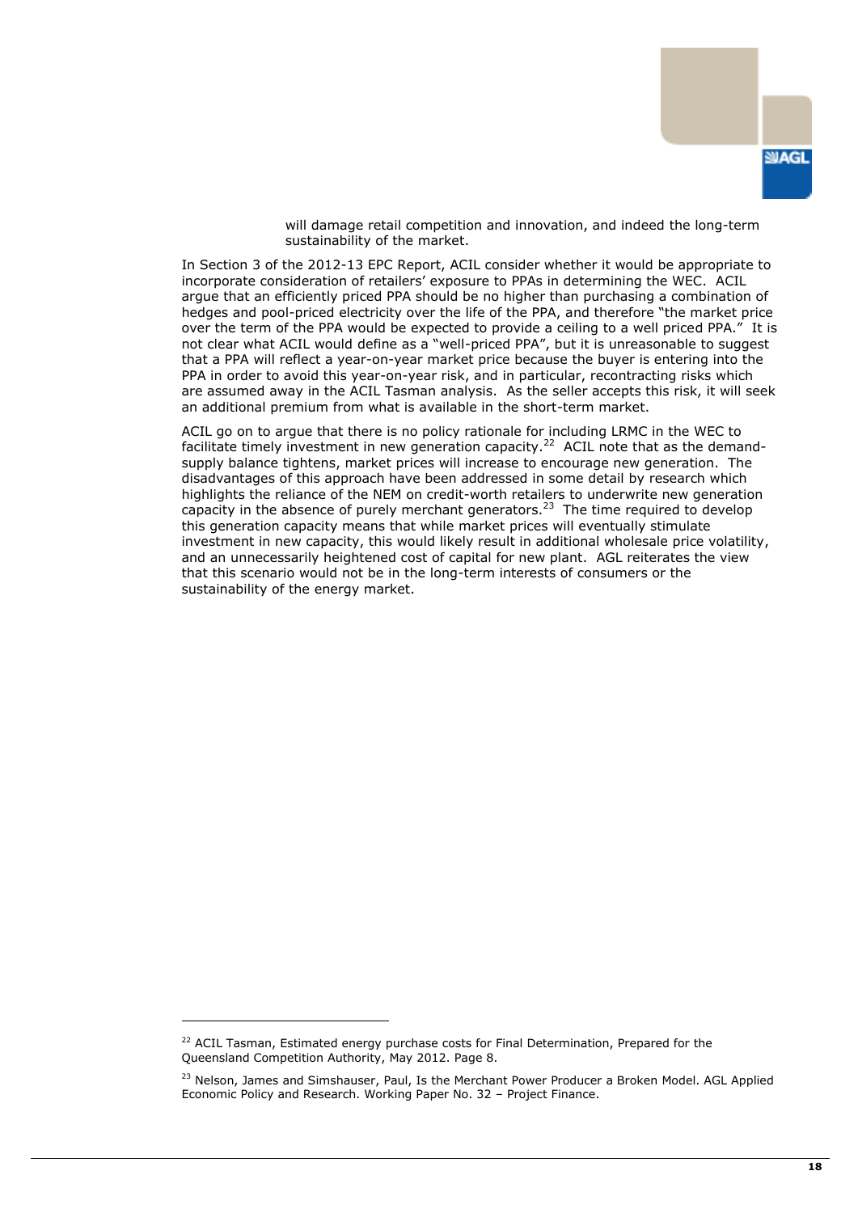will damage retail competition and innovation, and indeed the long-term sustainability of the market.

In Section 3 of the 2012-13 EPC Report, ACIL consider whether it would be appropriate to incorporate consideration of retailers' exposure to PPAs in determining the WEC. ACIL argue that an efficiently priced PPA should be no higher than purchasing a combination of hedges and pool-priced electricity over the life of the PPA, and therefore "the market price over the term of the PPA would be expected to provide a ceiling to a well priced PPA." It is not clear what ACIL would define as a "well-priced PPA", but it is unreasonable to suggest that a PPA will reflect a year-on-year market price because the buyer is entering into the PPA in order to avoid this year-on-year risk, and in particular, recontracting risks which are assumed away in the ACIL Tasman analysis. As the seller accepts this risk, it will seek an additional premium from what is available in the short-term market.

ACIL go on to argue that there is no policy rationale for including LRMC in the WEC to facilitate timely investment in new generation capacity.[22] ACIL note that as the demand-supply balance tightens, market prices will increase to encourage new generation. The disadvantages of this approach have been addressed in some detail by research which highlights the reliance of the NEM on credit-worth retailers to underwrite new generation capacity in the absence of purely merchant generators.[23] The time required to develop this generation capacity means that while market prices will eventually stimulate investment in new capacity, this would likely result in additional wholesale price volatility, and an unnecessarily heightened cost of capital for new plant. AGL reiterates the view that this scenario would not be in the long-term interests of consumers or the sustainability of the energy market.

---

[22] ACIL Tasman, Estimated energy purchase costs for Final Determination, Prepared for the Queensland Competition Authority, May 2012. Page 8.

[23] Nelson, James and Simshauser, Paul, Is the Merchant Power Producer a Broken Model. AGL Applied Economic Policy and Research. Working Paper No. 32 – Project Finance.